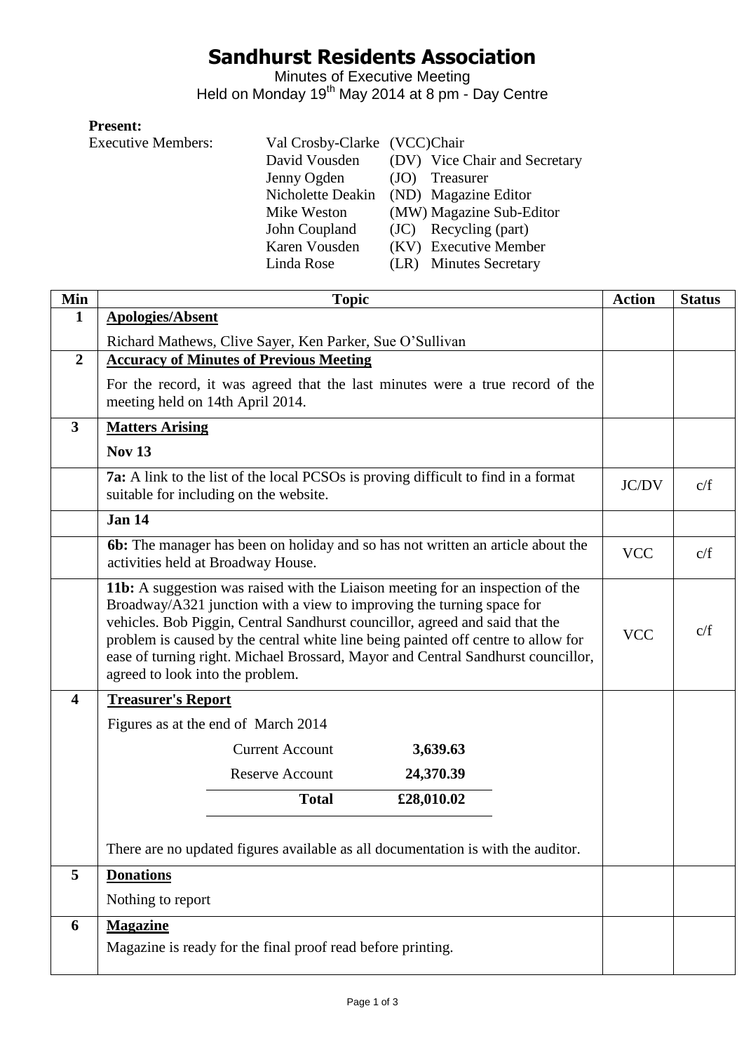# Sandhurst Residents Association

Minutes of Executive Meeting

Held on Monday 19th May 2014 at 8 pm - Day Centre

**Present:**

Executive Members:

| | | |
|---|---|---|
| Val Crosby-Clarke | (VCC) | Chair |
| David Vousden | (DV) | Vice Chair and Secretary |
| Jenny Ogden | (JO) | Treasurer |
| Nicholette Deakin | (ND) | Magazine Editor |
| Mike Weston | (MW) | Magazine Sub-Editor |
| John Coupland | (JC) | Recycling (part) |
| Karen Vousden | (KV) | Executive Member |
| Linda Rose | (LR) | Minutes Secretary |

| Min | Topic | Action | Status |
|---|---|---|---|
| 1 | **Apologies/Absent**<br>Richard Mathews, Clive Sayer, Ken Parker, Sue O'Sullivan | | |
| 2 | **Accuracy of Minutes of Previous Meeting**<br>For the record, it was agreed that the last minutes were a true record of the meeting held on 14th April 2014. | | |
| 3 | **Matters Arising**<br>**Nov 13** | | |
| | **7a:** A link to the list of the local PCSOs is proving difficult to find in a format suitable for including on the website. | JC/DV | c/f |
| | **Jan 14** | | |
| | **6b:** The manager has been on holiday and so has not written an article about the activities held at Broadway House. | VCC | c/f |
| | **11b:** A suggestion was raised with the Liaison meeting for an inspection of the Broadway/A321 junction with a view to improving the turning space for vehicles. Bob Piggin, Central Sandhurst councillor, agreed and said that the problem is caused by the central white line being painted off centre to allow for ease of turning right. Michael Brossard, Mayor and Central Sandhurst councillor, agreed to look into the problem. | VCC | c/f |
| 4 | **Treasurer's Report**<br>Figures as at the end of March 2014<br>Current Account 3,639.63<br>Reserve Account 24,370.39<br>**Total £28,010.02**<br>There are no updated figures available as all documentation is with the auditor. | | |
| 5 | **Donations**<br>Nothing to report | | |
| 6 | **Magazine**<br>Magazine is ready for the final proof read before printing. | | |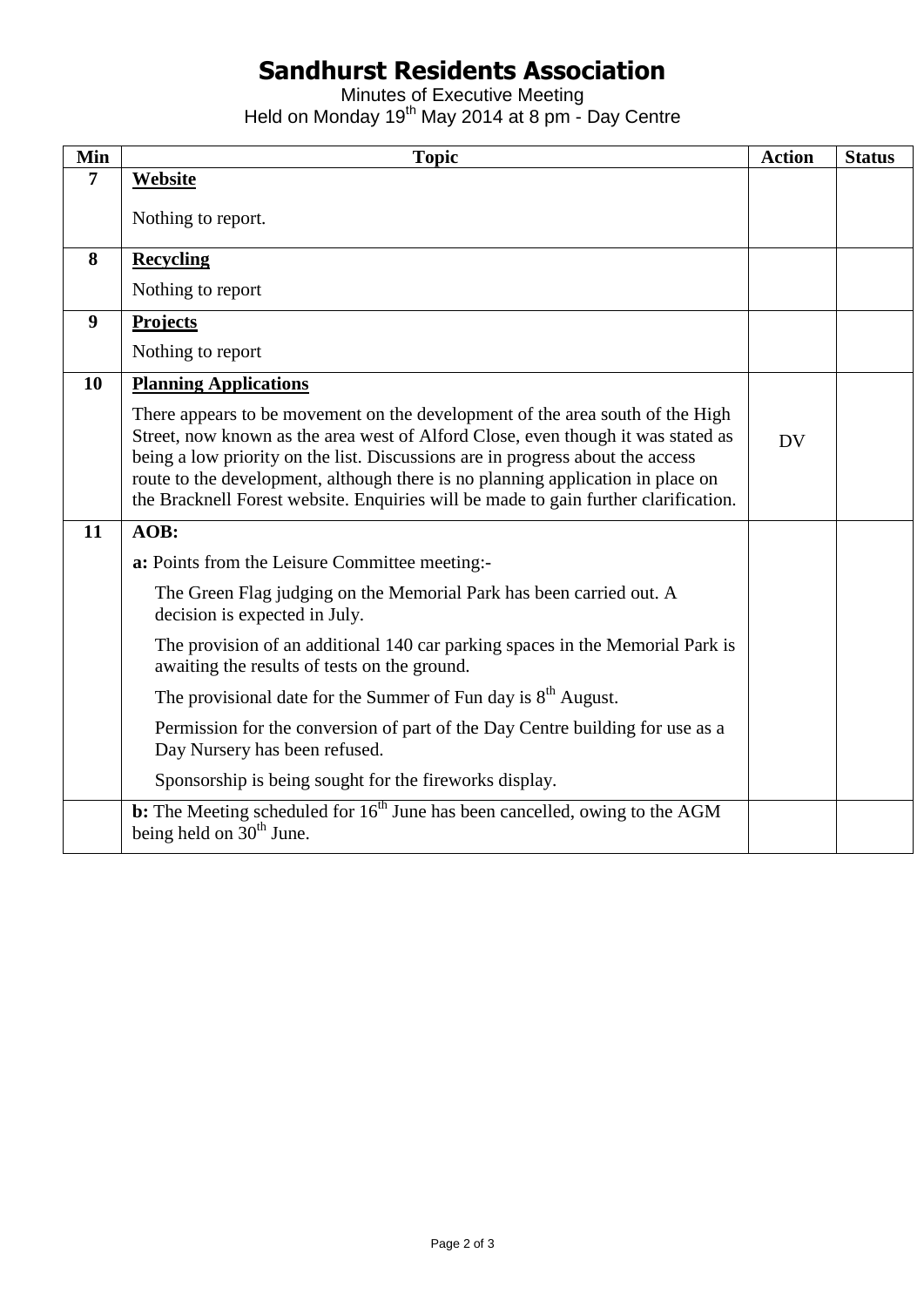# Sandhurst Residents Association

Minutes of Executive Meeting
Held on Monday 19th May 2014 at 8 pm - Day Centre

| Min | Topic | Action | Status |
|---|---|---|---|
| 7 | **Website**<br><br>Nothing to report. | | |
| 8 | **Recycling**<br><br>Nothing to report | | |
| 9 | **Projects**<br><br>Nothing to report | | |
| 10 | **Planning Applications**<br><br>There appears to be movement on the development of the area south of the High Street, now known as the area west of Alford Close, even though it was stated as being a low priority on the list. Discussions are in progress about the access route to the development, although there is no planning application in place on the Bracknell Forest website. Enquiries will be made to gain further clarification. | DV | |
| 11 | **AOB:**<br><br>**a:** Points from the Leisure Committee meeting:-<br><br>The Green Flag judging on the Memorial Park has been carried out. A decision is expected in July.<br><br>The provision of an additional 140 car parking spaces in the Memorial Park is awaiting the results of tests on the ground.<br><br>The provisional date for the Summer of Fun day is 8th August.<br><br>Permission for the conversion of part of the Day Centre building for use as a Day Nursery has been refused.<br><br>Sponsorship is being sought for the fireworks display. | | |
| | **b:** The Meeting scheduled for 16th June has been cancelled, owing to the AGM being held on 30th June. | | |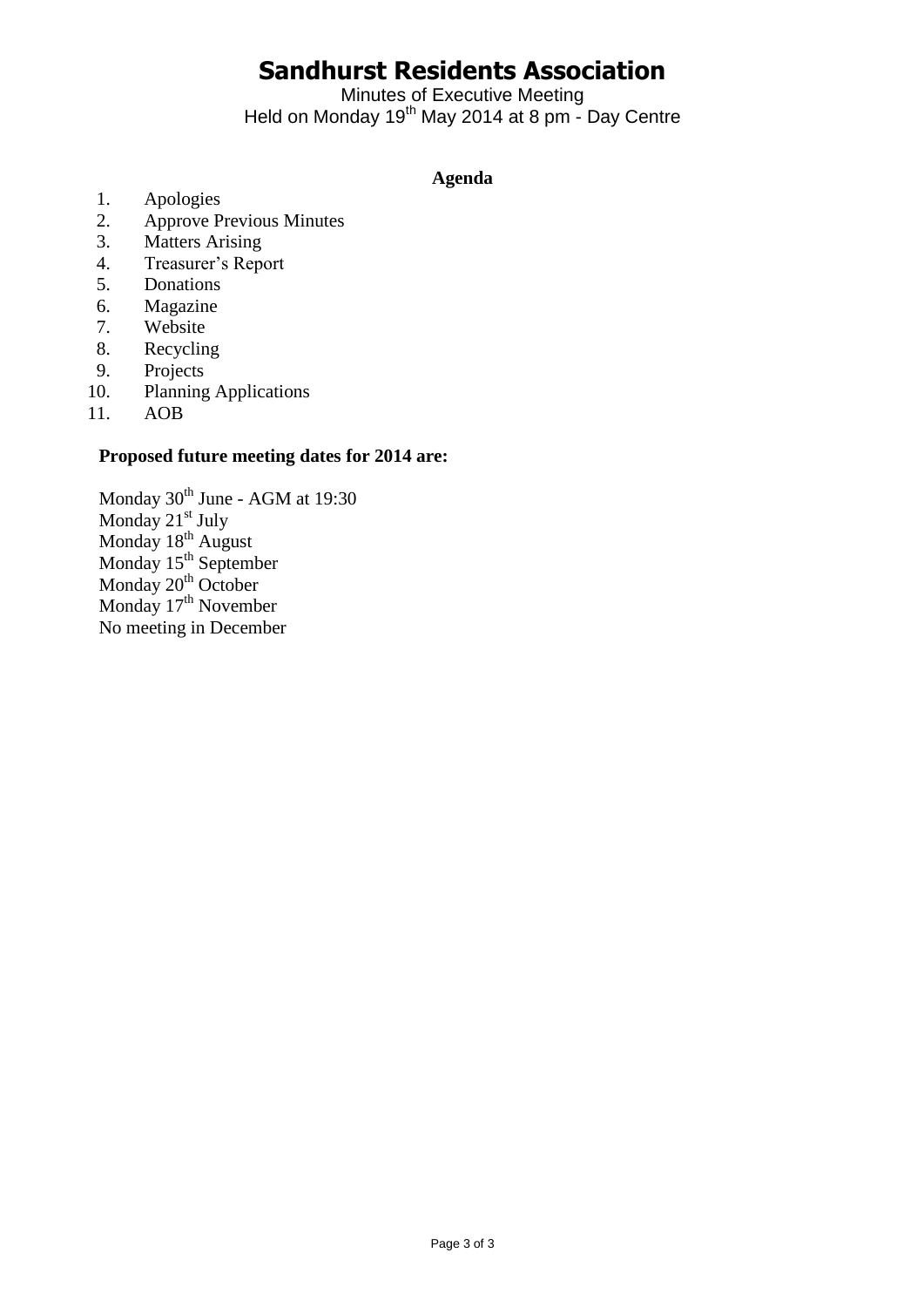# Sandhurst Residents Association

Minutes of Executive Meeting
Held on Monday 19th May 2014 at 8 pm - Day Centre

### Agenda

1. Apologies
2. Approve Previous Minutes
3. Matters Arising
4. Treasurer's Report
5. Donations
6. Magazine
7. Website
8. Recycling
9. Projects
10. Planning Applications
11. AOB

**Proposed future meeting dates for 2014 are:**

Monday 30th June - AGM at 19:30
Monday 21st July
Monday 18th August
Monday 15th September
Monday 20th October
Monday 17th November
No meeting in December